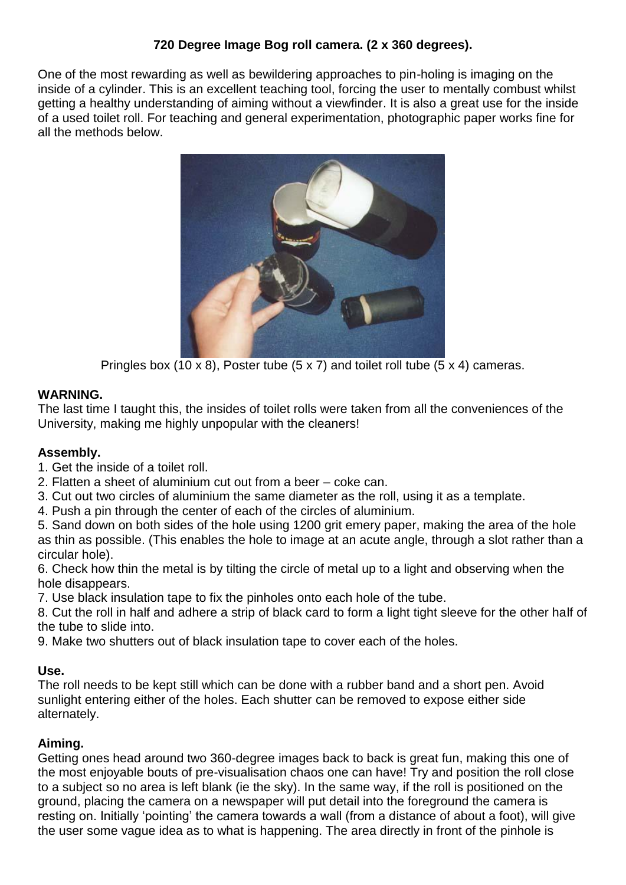**720 Degree Image Bog roll camera. (2 x 360 degrees).**

One of the most rewarding as well as bewildering approaches to pin-holing is imaging on the inside of a cylinder. This is an excellent teaching tool, forcing the user to mentally combust whilst getting a healthy understanding of aiming without a viewfinder. It is also a great use for the inside of a used toilet roll. For teaching and general experimentation, photographic paper works fine for all the methods below.

Pringles box (10 x 8), Poster tube (5 x 7) and toilet roll tube (5 x 4) cameras.

**WARNING.**

The last time I taught this, the insides of toilet rolls were taken from all the conveniences of the University, making me highly unpopular with the cleaners!

**Assembly.**

1. Get the inside of a toilet roll.
2. Flatten a sheet of aluminium cut out from a beer – coke can.
3. Cut out two circles of aluminium the same diameter as the roll, using it as a template.
4. Push a pin through the center of each of the circles of aluminium.
5. Sand down on both sides of the hole using 1200 grit emery paper, making the area of the hole as thin as possible. (This enables the hole to image at an acute angle, through a slot rather than a circular hole).
6. Check how thin the metal is by tilting the circle of metal up to a light and observing when the hole disappears.
7. Use black insulation tape to fix the pinholes onto each hole of the tube.
8. Cut the roll in half and adhere a strip of black card to form a light tight sleeve for the other half of the tube to slide into.
9. Make two shutters out of black insulation tape to cover each of the holes.

**Use.**

The roll needs to be kept still which can be done with a rubber band and a short pen. Avoid sunlight entering either of the holes. Each shutter can be removed to expose either side alternately.

**Aiming.**

Getting ones head around two 360-degree images back to back is great fun, making this one of the most enjoyable bouts of pre-visualisation chaos one can have! Try and position the roll close to a subject so no area is left blank (ie the sky). In the same way, if the roll is positioned on the ground, placing the camera on a newspaper will put detail into the foreground the camera is resting on. Initially 'pointing' the camera towards a wall (from a distance of about a foot), will give the user some vague idea as to what is happening. The area directly in front of the pinhole is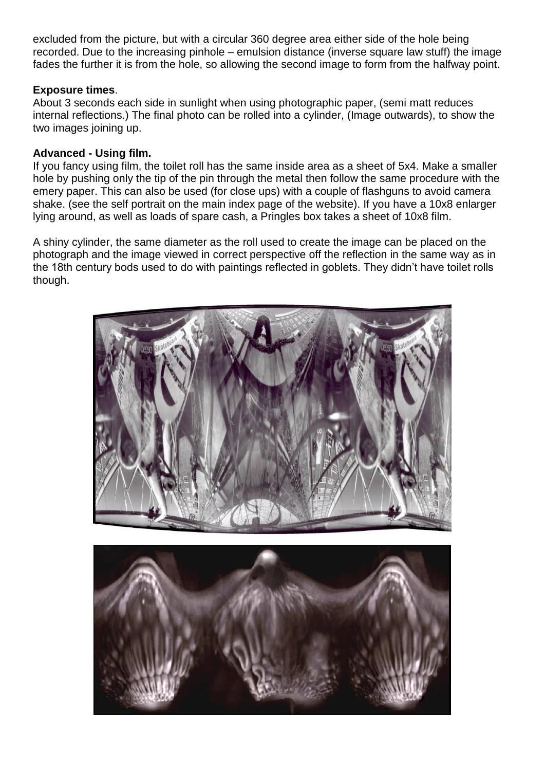excluded from the picture, but with a circular 360 degree area either side of the hole being recorded. Due to the increasing pinhole – emulsion distance (inverse square law stuff) the image fades the further it is from the hole, so allowing the second image to form from the halfway point.

**Exposure times**.

About 3 seconds each side in sunlight when using photographic paper, (semi matt reduces internal reflections.) The final photo can be rolled into a cylinder, (Image outwards), to show the two images joining up.

**Advanced - Using film.**

If you fancy using film, the toilet roll has the same inside area as a sheet of 5x4. Make a smaller hole by pushing only the tip of the pin through the metal then follow the same procedure with the emery paper. This can also be used (for close ups) with a couple of flashguns to avoid camera shake. (see the self portrait on the main index page of the website). If you have a 10x8 enlarger lying around, as well as loads of spare cash, a Pringles box takes a sheet of 10x8 film.

A shiny cylinder, the same diameter as the roll used to create the image can be placed on the photograph and the image viewed in correct perspective off the reflection in the same way as in the 18th century bods used to do with paintings reflected in goblets. They didn't have toilet rolls though.